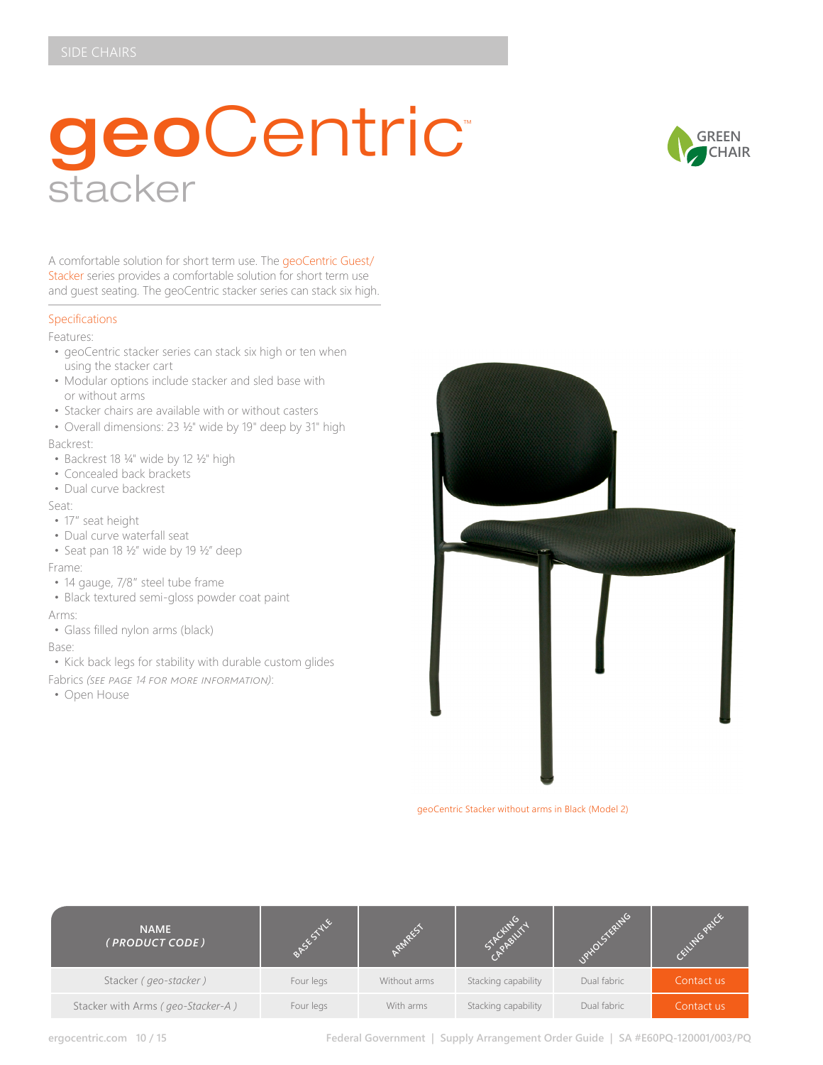SIDE CHAIRS

# geoCentric™ stacker

GREEN CHAIR

A comfortable solution for short term use. The geoCentric Guest/Stacker series provides a comfortable solution for short term use and guest seating. The geoCentric stacker series can stack six high.

## Specifications

Features:

- geoCentric stacker series can stack six high or ten when using the stacker cart
- Modular options include stacker and sled base with or without arms
- Stacker chairs are available with or without casters
- Overall dimensions: 23 ½" wide by 19" deep by 31" high

Backrest:

- Backrest 18 ¼" wide by 12 ½" high
- Concealed back brackets
- Dual curve backrest

Seat:

- 17" seat height
- Dual curve waterfall seat
- Seat pan 18 ½" wide by 19 ½" deep

Frame:

- 14 gauge, 7/8" steel tube frame
- Black textured semi-gloss powder coat paint

Arms:

- Glass filled nylon arms (black)

Base:

- Kick back legs for stability with durable custom glides

Fabrics *(see page 14 for more information)*:

- Open House

geoCentric Stacker without arms in Black (Model 2)

| NAME *( PRODUCT CODE )* | BASE STYLE | ARMREST | STACKING CAPABILITY | UPHOLSTERING | CEILING PRICE |
|---|---|---|---|---|---|
| Stacker *( geo-stacker )* | Four legs | Without arms | Stacking capability | Dual fabric | Contact us |
| Stacker with Arms *( geo-Stacker-A )* | Four legs | With arms | Stacking capability | Dual fabric | Contact us |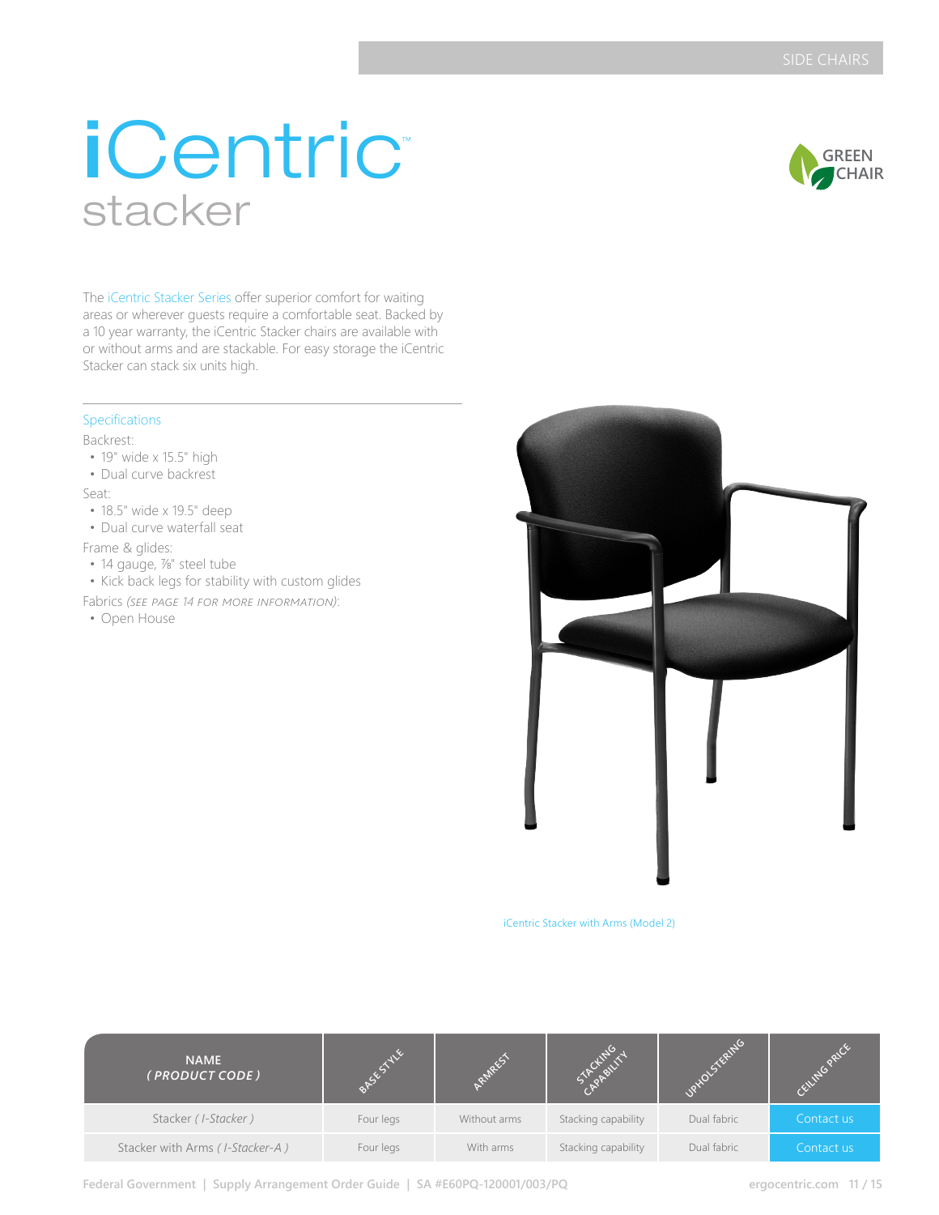# iCentric™ stacker

GREEN CHAIR

The iCentric Stacker Series offer superior comfort for waiting areas or wherever guests require a comfortable seat. Backed by a 10 year warranty, the iCentric Stacker chairs are available with or without arms and are stackable. For easy storage the iCentric Stacker can stack six units high.

## Specifications

Backrest:

- 19" wide x 15.5" high
- Dual curve backrest

Seat:

- 18.5" wide x 19.5" deep
- Dual curve waterfall seat

Frame & glides:

- 14 gauge, ⅞" steel tube
- Kick back legs for stability with custom glides

Fabrics *(see page 14 for more information)*:

- Open House

iCentric Stacker with Arms (Model 2)

| NAME *( PRODUCT CODE )* | BASE STYLE | ARMREST | STACKING CAPABILITY | UPHOLSTERING | CEILING PRICE |
|---|---|---|---|---|---|
| Stacker *( I-Stacker )* | Four legs | Without arms | Stacking capability | Dual fabric | Contact us |
| Stacker with Arms *( I-Stacker-A )* | Four legs | With arms | Stacking capability | Dual fabric | Contact us |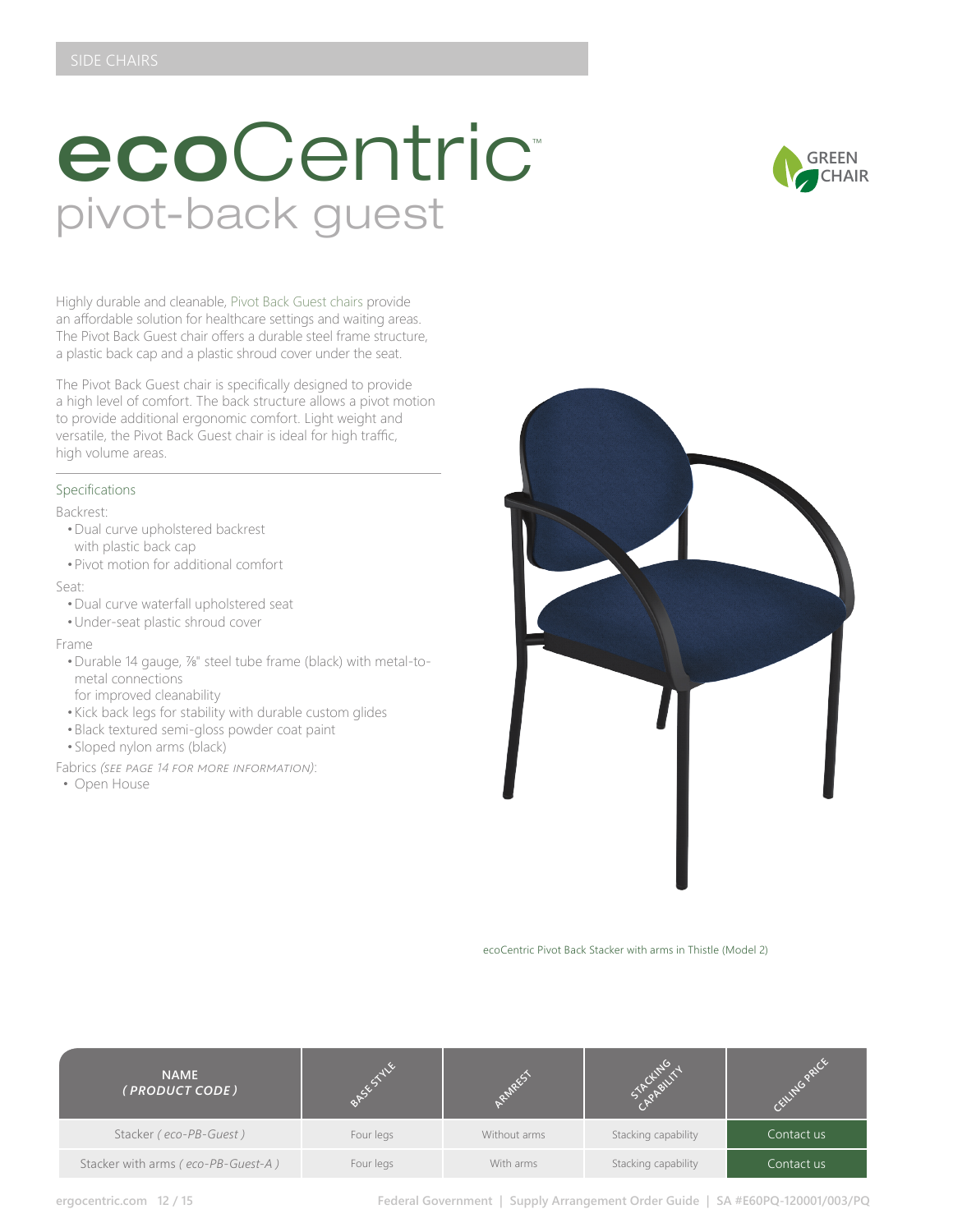SIDE CHAIRS

# ecoCentric™
## pivot-back guest

GREEN CHAIR

Highly durable and cleanable, Pivot Back Guest chairs provide an affordable solution for healthcare settings and waiting areas. The Pivot Back Guest chair offers a durable steel frame structure, a plastic back cap and a plastic shroud cover under the seat.

The Pivot Back Guest chair is specifically designed to provide a high level of comfort. The back structure allows a pivot motion to provide additional ergonomic comfort. Light weight and versatile, the Pivot Back Guest chair is ideal for high traffic, high volume areas.

### Specifications

Backrest:

- Dual curve upholstered backrest with plastic back cap
- Pivot motion for additional comfort

Seat:

- Dual curve waterfall upholstered seat
- Under-seat plastic shroud cover

Frame

- Durable 14 gauge, ⅞" steel tube frame (black) with metal-to-metal connections for improved cleanability
- Kick back legs for stability with durable custom glides
- Black textured semi-gloss powder coat paint
- Sloped nylon arms (black)

Fabrics *(SEE PAGE 14 FOR MORE INFORMATION)*:

- Open House

ecoCentric Pivot Back Stacker with arms in Thistle (Model 2)

| NAME *( PRODUCT CODE )* | BASE STYLE | ARMREST | STACKING CAPABILITY | CEILING PRICE |
|---|---|---|---|---|
| Stacker *( eco-PB-Guest )* | Four legs | Without arms | Stacking capability | Contact us |
| Stacker with arms *( eco-PB-Guest-A )* | Four legs | With arms | Stacking capability | Contact us |

ergocentric.com | Federal Government | Supply Arrangement Order Guide | SA #E60PQ-120001/003/PQ